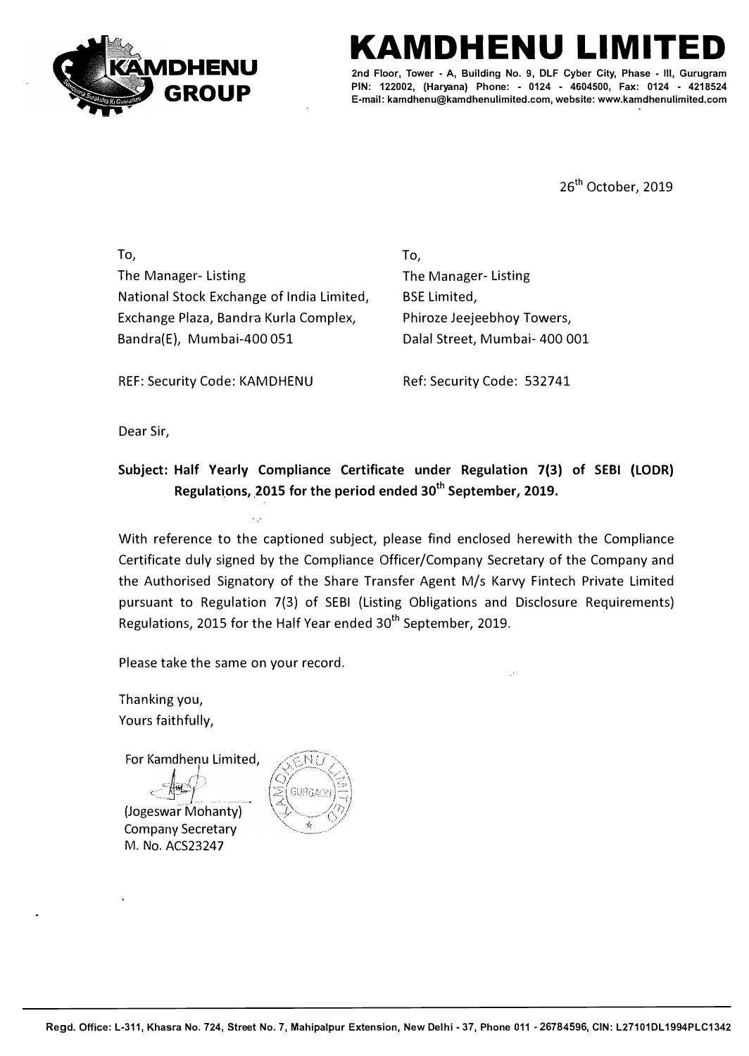# KAMDHENU LIMITED

2nd Floor, Tower - A, Building No. 9, DLF Cyber City, Phase - III, Gurugram
PIN: 122002, (Haryana) Phone: - 0124 - 4604500, Fax: 0124 - 4218524
E-mail: kamdhenu@kamdhenulimited.com, website: www.kamdhenulimited.com

26th October, 2019

To,
The Manager- Listing
National Stock Exchange of India Limited,
Exchange Plaza, Bandra Kurla Complex,
Bandra(E), Mumbai-400 051

REF: Security Code: KAMDHENU

To,
The Manager- Listing
BSE Limited,
Phiroze Jeejeebhoy Towers,
Dalal Street, Mumbai- 400 001

Ref: Security Code: 532741

Dear Sir,

**Subject: Half Yearly Compliance Certificate under Regulation 7(3) of SEBI (LODR) Regulations, 2015 for the period ended 30th September, 2019.**

With reference to the captioned subject, please find enclosed herewith the Compliance Certificate duly signed by the Compliance Officer/Company Secretary of the Company and the Authorised Signatory of the Share Transfer Agent M/s Karvy Fintech Private Limited pursuant to Regulation 7(3) of SEBI (Listing Obligations and Disclosure Requirements) Regulations, 2015 for the Half Year ended 30th September, 2019.

Please take the same on your record.

Thanking you,
Yours faithfully,

For Kamdhenu Limited,

(Jogeswar Mohanty)
Company Secretary
M. No. ACS23247

Regd. Office: L-311, Khasra No. 724, Street No. 7, Mahipalpur Extension, New Delhi - 37, Phone 011 - 26784596, CIN: L27101DL1994PLC1342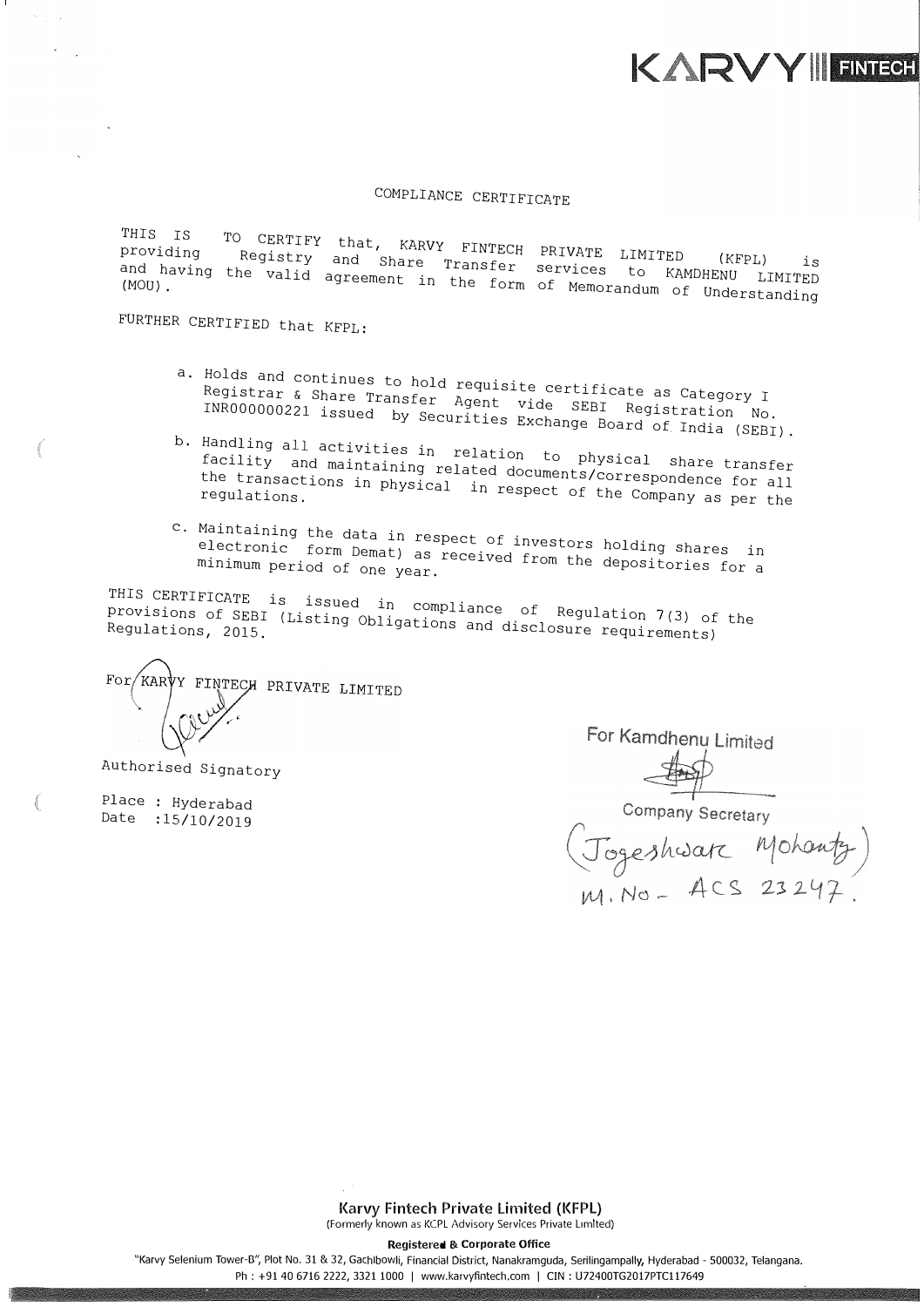KARVY FINTECH

# COMPLIANCE CERTIFICATE

THIS IS TO CERTIFY that, KARVY FINTECH PRIVATE LIMITED (KFPL) is providing Registry and Share Transfer services to KAMDHENU LIMITED and having the valid agreement in the form of Memorandum of Understanding (MOU).

FURTHER CERTIFIED that KFPL:

a. Holds and continues to hold requisite certificate as Category I Registrar & Share Transfer Agent vide SEBI Registration No. INR000000221 issued by Securities Exchange Board of India (SEBI).

b. Handling all activities in relation to physical share transfer facility and maintaining related documents/correspondence for all the transactions in physical in respect of the Company as per the regulations.

c. Maintaining the data in respect of investors holding shares in electronic form Demat) as received from the depositories for a minimum period of one year.

THIS CERTIFICATE is issued in compliance of Regulation 7(3) of the provisions of SEBI (Listing Obligations and disclosure requirements) Regulations, 2015.

For KARVY FINTECH PRIVATE LIMITED

Authorised Signatory

Place : Hyderabad
Date : 15/10/2019

For Kamdhenu Limited

Company Secretary

(Jogeshwar Mohanty)
M. No - ACS 23247.

**Karvy Fintech Private Limited (KFPL)**
(Formerly known as KCPL Advisory Services Private Limited)

**Registered & Corporate Office**
"Karvy Selenium Tower-B", Plot No. 31 & 32, Gachibowli, Financial District, Nanakramguda, Serilingampally, Hyderabad - 500032, Telangana.
Ph : +91 40 6716 2222, 3321 1000 | www.karvyfintech.com | CIN : U72400TG2017PTC117649